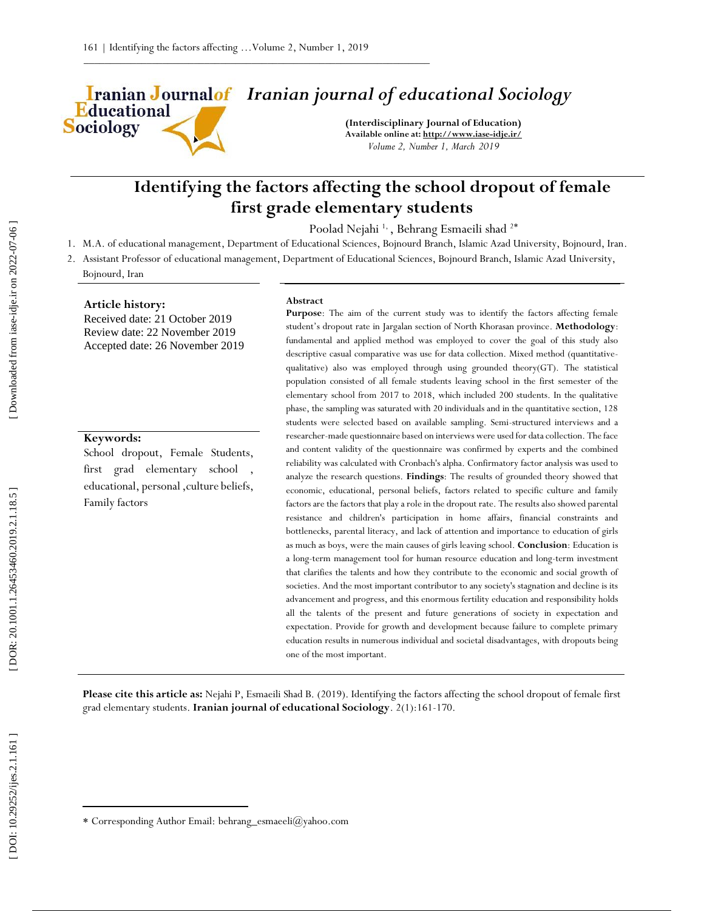# Iranian journal of educational Sociology

**(Interdisciplinary Journal of Education)**
**Available online at: http://www.iase-idje.ir/**
*Volume 2, Number 1, March 2019*

# Identifying the factors affecting the school dropout of female first grade elementary students

Poolad Nejahi [1], Behrang Esmaeili shad [2*]

1. M.A. of educational management, Department of Educational Sciences, Bojnourd Branch, Islamic Azad University, Bojnourd, Iran.
2. Assistant Professor of educational management, Department of Educational Sciences, Bojnourd Branch, Islamic Azad University, Bojnourd, Iran

**Article history:**
Received date: 21 October 2019
Review date: 22 November 2019
Accepted date: 26 November 2019

**Keywords:**
School dropout, Female Students, first grad elementary school , educational, personal ,culture beliefs, Family factors

**Abstract**

**Purpose**: The aim of the current study was to identify the factors affecting female student's dropout rate in Jargalan section of North Khorasan province. **Methodology**: fundamental and applied method was employed to cover the goal of this study also descriptive casual comparative was use for data collection. Mixed method (quantitative-qualitative) also was employed through using grounded theory(GT). The statistical population consisted of all female students leaving school in the first semester of the elementary school from 2017 to 2018, which included 200 students. In the qualitative phase, the sampling was saturated with 20 individuals and in the quantitative section, 128 students were selected based on available sampling. Semi-structured interviews and a researcher-made questionnaire based on interviews were used for data collection. The face and content validity of the questionnaire was confirmed by experts and the combined reliability was calculated with Cronbach's alpha. Confirmatory factor analysis was used to analyze the research questions. **Findings**: The results of grounded theory showed that economic, educational, personal beliefs, factors related to specific culture and family factors are the factors that play a role in the dropout rate. The results also showed parental resistance and children's participation in home affairs, financial constraints and bottlenecks, parental literacy, and lack of attention and importance to education of girls as much as boys, were the main causes of girls leaving school. **Conclusion**: Education is a long-term management tool for human resource education and long-term investment that clarifies the talents and how they contribute to the economic and social growth of societies. And the most important contributor to any society's stagnation and decline is its advancement and progress, and this enormous fertility education and responsibility holds all the talents of the present and future generations of society in expectation and expectation. Provide for growth and development because failure to complete primary education results in numerous individual and societal disadvantages, with dropouts being one of the most important.

**Please cite this article as:** Nejahi P, Esmaeili Shad B. (2019). Identifying the factors affecting the school dropout of female first grad elementary students. **Iranian journal of educational Sociology**. 2(1):161-170.

---

* Corresponding Author Email: behrang_esmaeeli@yahoo.com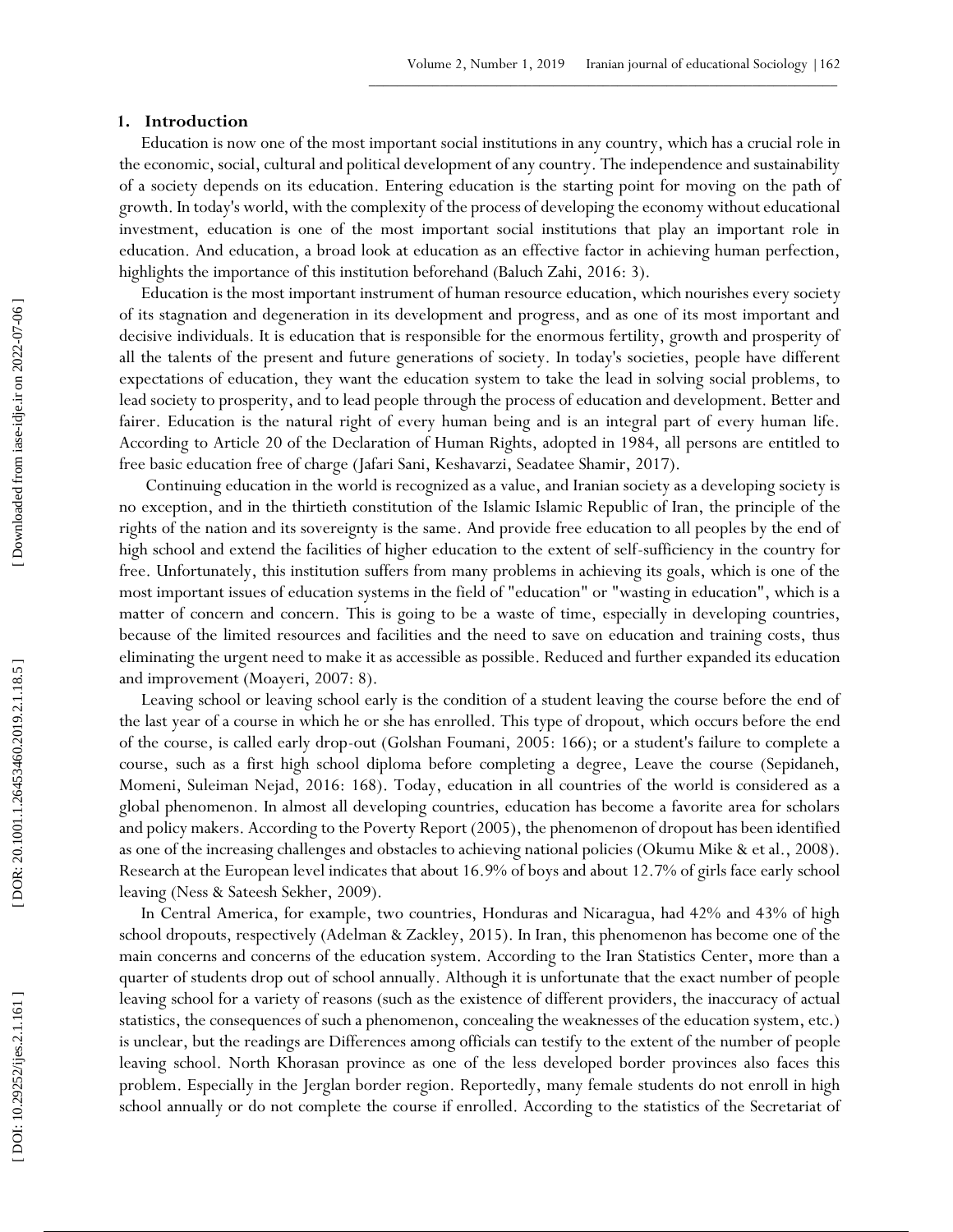## 1. Introduction

Education is now one of the most important social institutions in any country, which has a crucial role in the economic, social, cultural and political development of any country. The independence and sustainability of a society depends on its education. Entering education is the starting point for moving on the path of growth. In today's world, with the complexity of the process of developing the economy without educational investment, education is one of the most important social institutions that play an important role in education. And education, a broad look at education as an effective factor in achieving human perfection, highlights the importance of this institution beforehand (Baluch Zahi, 2016: 3).

Education is the most important instrument of human resource education, which nourishes every society of its stagnation and degeneration in its development and progress, and as one of its most important and decisive individuals. It is education that is responsible for the enormous fertility, growth and prosperity of all the talents of the present and future generations of society. In today's societies, people have different expectations of education, they want the education system to take the lead in solving social problems, to lead society to prosperity, and to lead people through the process of education and development. Better and fairer. Education is the natural right of every human being and is an integral part of every human life. According to Article 20 of the Declaration of Human Rights, adopted in 1984, all persons are entitled to free basic education free of charge (Jafari Sani, Keshavarzi, Seadatee Shamir, 2017).

Continuing education in the world is recognized as a value, and Iranian society as a developing society is no exception, and in the thirtieth constitution of the Islamic Islamic Republic of Iran, the principle of the rights of the nation and its sovereignty is the same. And provide free education to all peoples by the end of high school and extend the facilities of higher education to the extent of self-sufficiency in the country for free. Unfortunately, this institution suffers from many problems in achieving its goals, which is one of the most important issues of education systems in the field of "education" or "wasting in education", which is a matter of concern and concern. This is going to be a waste of time, especially in developing countries, because of the limited resources and facilities and the need to save on education and training costs, thus eliminating the urgent need to make it as accessible as possible. Reduced and further expanded its education and improvement (Moayeri, 2007: 8).

Leaving school or leaving school early is the condition of a student leaving the course before the end of the last year of a course in which he or she has enrolled. This type of dropout, which occurs before the end of the course, is called early drop-out (Golshan Foumani, 2005: 166); or a student's failure to complete a course, such as a first high school diploma before completing a degree, Leave the course (Sepidaneh, Momeni, Suleiman Nejad, 2016: 168). Today, education in all countries of the world is considered as a global phenomenon. In almost all developing countries, education has become a favorite area for scholars and policy makers. According to the Poverty Report (2005), the phenomenon of dropout has been identified as one of the increasing challenges and obstacles to achieving national policies (Okumu Mike & et al., 2008). Research at the European level indicates that about 16.9% of boys and about 12.7% of girls face early school leaving (Ness & Sateesh Sekher, 2009).

In Central America, for example, two countries, Honduras and Nicaragua, had 42% and 43% of high school dropouts, respectively (Adelman & Zackley, 2015). In Iran, this phenomenon has become one of the main concerns and concerns of the education system. According to the Iran Statistics Center, more than a quarter of students drop out of school annually. Although it is unfortunate that the exact number of people leaving school for a variety of reasons (such as the existence of different providers, the inaccuracy of actual statistics, the consequences of such a phenomenon, concealing the weaknesses of the education system, etc.) is unclear, but the readings are Differences among officials can testify to the extent of the number of people leaving school. North Khorasan province as one of the less developed border provinces also faces this problem. Especially in the Jerglan border region. Reportedly, many female students do not enroll in high school annually or do not complete the course if enrolled. According to the statistics of the Secretariat of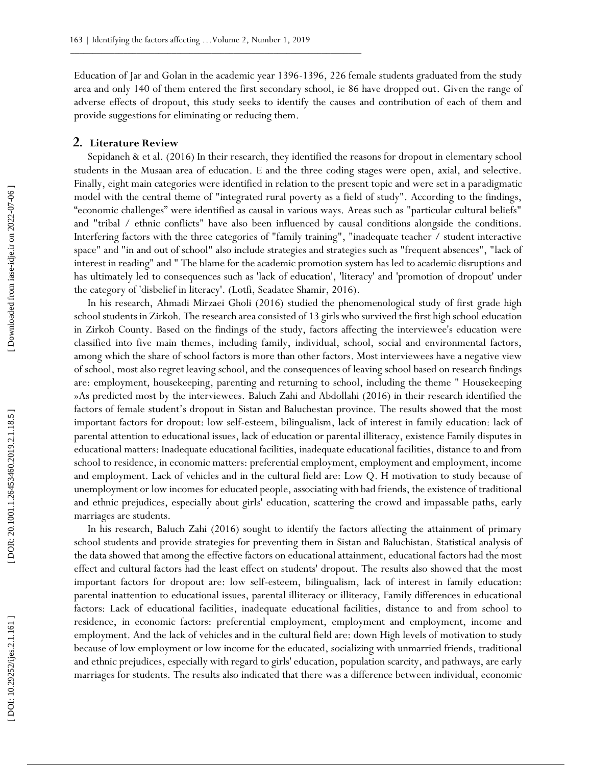Education of Jar and Golan in the academic year 1396-1396, 226 female students graduated from the study area and only 140 of them entered the first secondary school, ie 86 have dropped out. Given the range of adverse effects of dropout, this study seeks to identify the causes and contribution of each of them and provide suggestions for eliminating or reducing them.

## 2. Literature Review

Sepidaneh & et al. (2016) In their research, they identified the reasons for dropout in elementary school students in the Musaan area of education. E and the three coding stages were open, axial, and selective. Finally, eight main categories were identified in relation to the present topic and were set in a paradigmatic model with the central theme of "integrated rural poverty as a field of study". According to the findings, "economic challenges" were identified as causal in various ways. Areas such as "particular cultural beliefs" and "tribal / ethnic conflicts" have also been influenced by causal conditions alongside the conditions. Interfering factors with the three categories of "family training", "inadequate teacher / student interactive space" and "in and out of school" also include strategies and strategies such as "frequent absences", "lack of interest in reading" and " The blame for the academic promotion system has led to academic disruptions and has ultimately led to consequences such as 'lack of education', 'literacy' and 'promotion of dropout' under the category of 'disbelief in literacy'. (Lotfi, Seadatee Shamir, 2016).

In his research, Ahmadi Mirzaei Gholi (2016) studied the phenomenological study of first grade high school students in Zirkoh. The research area consisted of 13 girls who survived the first high school education in Zirkoh County. Based on the findings of the study, factors affecting the interviewee's education were classified into five main themes, including family, individual, school, social and environmental factors, among which the share of school factors is more than other factors. Most interviewees have a negative view of school, most also regret leaving school, and the consequences of leaving school based on research findings are: employment, housekeeping, parenting and returning to school, including the theme " Housekeeping »As predicted most by the interviewees. Baluch Zahi and Abdollahi (2016) in their research identified the factors of female student's dropout in Sistan and Baluchestan province. The results showed that the most important factors for dropout: low self-esteem, bilingualism, lack of interest in family education: lack of parental attention to educational issues, lack of education or parental illiteracy, existence Family disputes in educational matters: Inadequate educational facilities, inadequate educational facilities, distance to and from school to residence, in economic matters: preferential employment, employment and employment, income and employment. Lack of vehicles and in the cultural field are: Low Q. H motivation to study because of unemployment or low incomes for educated people, associating with bad friends, the existence of traditional and ethnic prejudices, especially about girls' education, scattering the crowd and impassable paths, early marriages are students.

In his research, Baluch Zahi (2016) sought to identify the factors affecting the attainment of primary school students and provide strategies for preventing them in Sistan and Baluchistan. Statistical analysis of the data showed that among the effective factors on educational attainment, educational factors had the most effect and cultural factors had the least effect on students' dropout. The results also showed that the most important factors for dropout are: low self-esteem, bilingualism, lack of interest in family education: parental inattention to educational issues, parental illiteracy or illiteracy, Family differences in educational factors: Lack of educational facilities, inadequate educational facilities, distance to and from school to residence, in economic factors: preferential employment, employment and employment, income and employment. And the lack of vehicles and in the cultural field are: down High levels of motivation to study because of low employment or low income for the educated, socializing with unmarried friends, traditional and ethnic prejudices, especially with regard to girls' education, population scarcity, and pathways, are early marriages for students. The results also indicated that there was a difference between individual, economic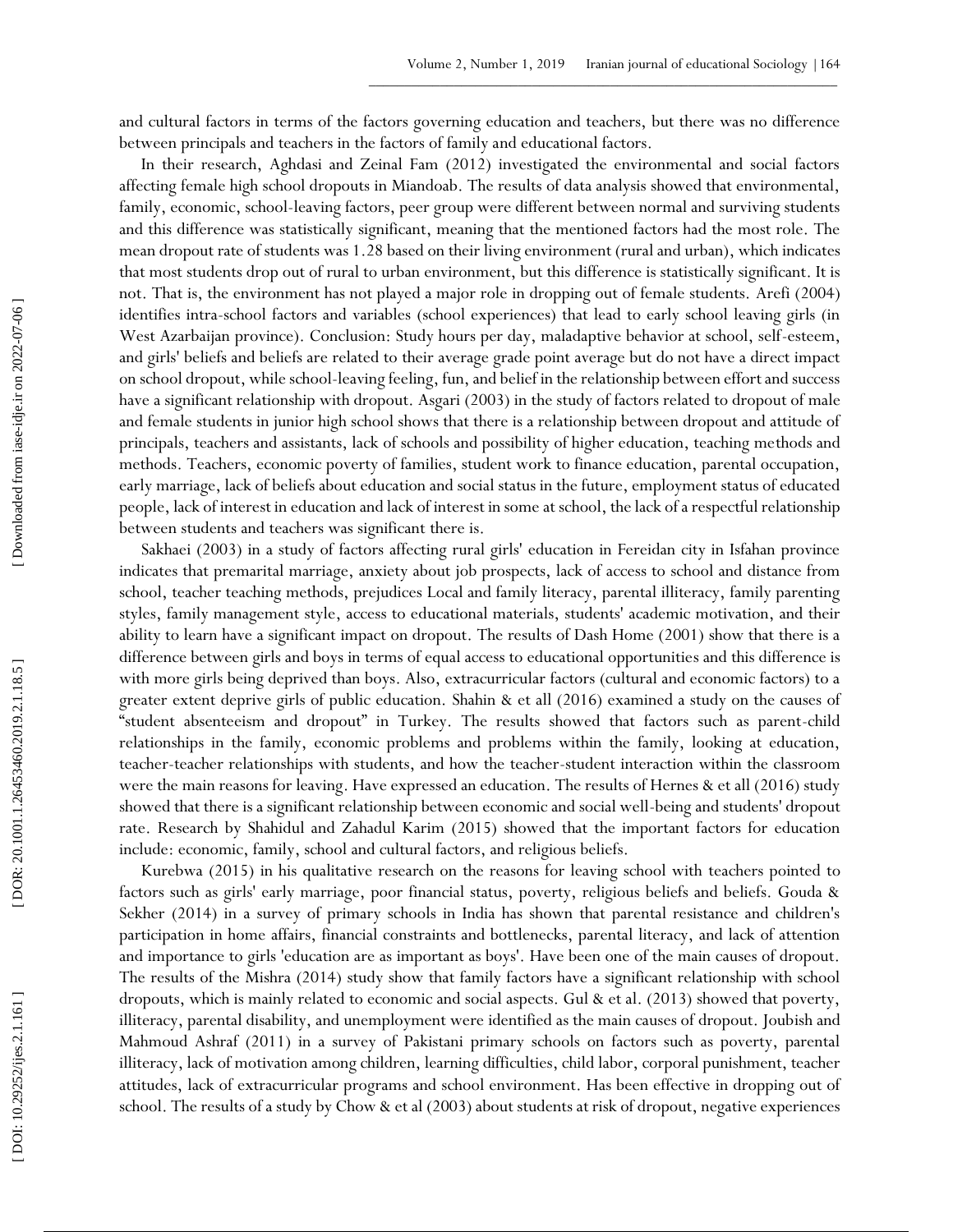and cultural factors in terms of the factors governing education and teachers, but there was no difference between principals and teachers in the factors of family and educational factors.

In their research, Aghdasi and Zeinal Fam (2012) investigated the environmental and social factors affecting female high school dropouts in Miandoab. The results of data analysis showed that environmental, family, economic, school-leaving factors, peer group were different between normal and surviving students and this difference was statistically significant, meaning that the mentioned factors had the most role. The mean dropout rate of students was 1.28 based on their living environment (rural and urban), which indicates that most students drop out of rural to urban environment, but this difference is statistically significant. It is not. That is, the environment has not played a major role in dropping out of female students. Arefi (2004) identifies intra-school factors and variables (school experiences) that lead to early school leaving girls (in West Azarbaijan province). Conclusion: Study hours per day, maladaptive behavior at school, self-esteem, and girls' beliefs and beliefs are related to their average grade point average but do not have a direct impact on school dropout, while school-leaving feeling, fun, and belief in the relationship between effort and success have a significant relationship with dropout. Asgari (2003) in the study of factors related to dropout of male and female students in junior high school shows that there is a relationship between dropout and attitude of principals, teachers and assistants, lack of schools and possibility of higher education, teaching methods and methods. Teachers, economic poverty of families, student work to finance education, parental occupation, early marriage, lack of beliefs about education and social status in the future, employment status of educated people, lack of interest in education and lack of interest in some at school, the lack of a respectful relationship between students and teachers was significant there is.

Sakhaei (2003) in a study of factors affecting rural girls' education in Fereidan city in Isfahan province indicates that premarital marriage, anxiety about job prospects, lack of access to school and distance from school, teacher teaching methods, prejudices Local and family literacy, parental illiteracy, family parenting styles, family management style, access to educational materials, students' academic motivation, and their ability to learn have a significant impact on dropout. The results of Dash Home (2001) show that there is a difference between girls and boys in terms of equal access to educational opportunities and this difference is with more girls being deprived than boys. Also, extracurricular factors (cultural and economic factors) to a greater extent deprive girls of public education. Shahin & et all (2016) examined a study on the causes of "student absenteeism and dropout" in Turkey. The results showed that factors such as parent-child relationships in the family, economic problems and problems within the family, looking at education, teacher-teacher relationships with students, and how the teacher-student interaction within the classroom were the main reasons for leaving. Have expressed an education. The results of Hernes & et all (2016) study showed that there is a significant relationship between economic and social well-being and students' dropout rate. Research by Shahidul and Zahadul Karim (2015) showed that the important factors for education include: economic, family, school and cultural factors, and religious beliefs.

Kurebwa (2015) in his qualitative research on the reasons for leaving school with teachers pointed to factors such as girls' early marriage, poor financial status, poverty, religious beliefs and beliefs. Gouda & Sekher (2014) in a survey of primary schools in India has shown that parental resistance and children's participation in home affairs, financial constraints and bottlenecks, parental literacy, and lack of attention and importance to girls 'education are as important as boys'. Have been one of the main causes of dropout. The results of the Mishra (2014) study show that family factors have a significant relationship with school dropouts, which is mainly related to economic and social aspects. Gul & et al. (2013) showed that poverty, illiteracy, parental disability, and unemployment were identified as the main causes of dropout. Joubish and Mahmoud Ashraf (2011) in a survey of Pakistani primary schools on factors such as poverty, parental illiteracy, lack of motivation among children, learning difficulties, child labor, corporal punishment, teacher attitudes, lack of extracurricular programs and school environment. Has been effective in dropping out of school. The results of a study by Chow & et al (2003) about students at risk of dropout, negative experiences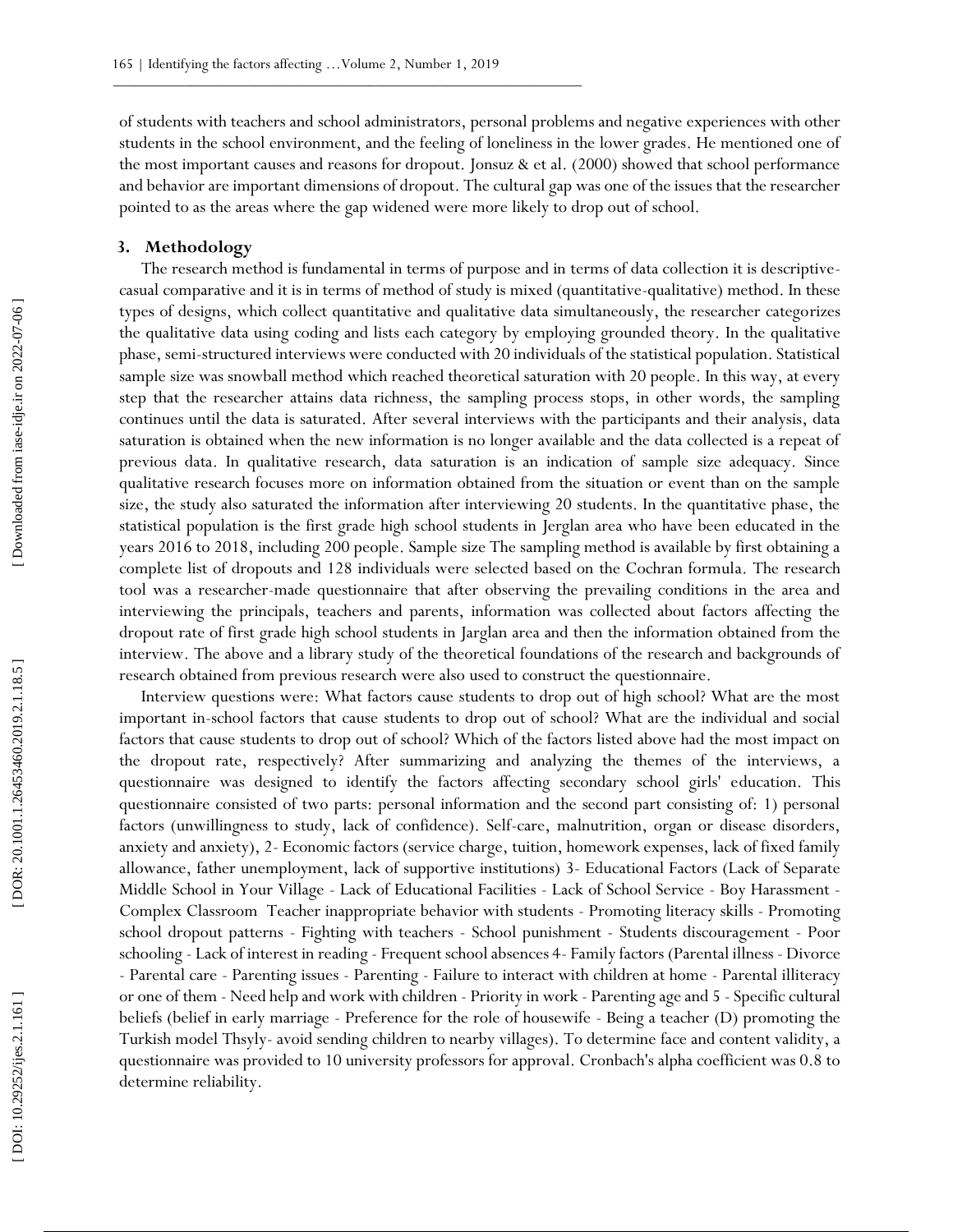of students with teachers and school administrators, personal problems and negative experiences with other students in the school environment, and the feeling of loneliness in the lower grades. He mentioned one of the most important causes and reasons for dropout. Jonsuz & et al. (2000) showed that school performance and behavior are important dimensions of dropout. The cultural gap was one of the issues that the researcher pointed to as the areas where the gap widened were more likely to drop out of school.

## 3. Methodology

The research method is fundamental in terms of purpose and in terms of data collection it is descriptive-casual comparative and it is in terms of method of study is mixed (quantitative-qualitative) method. In these types of designs, which collect quantitative and qualitative data simultaneously, the researcher categorizes the qualitative data using coding and lists each category by employing grounded theory. In the qualitative phase, semi-structured interviews were conducted with 20 individuals of the statistical population. Statistical sample size was snowball method which reached theoretical saturation with 20 people. In this way, at every step that the researcher attains data richness, the sampling process stops, in other words, the sampling continues until the data is saturated. After several interviews with the participants and their analysis, data saturation is obtained when the new information is no longer available and the data collected is a repeat of previous data. In qualitative research, data saturation is an indication of sample size adequacy. Since qualitative research focuses more on information obtained from the situation or event than on the sample size, the study also saturated the information after interviewing 20 students. In the quantitative phase, the statistical population is the first grade high school students in Jerglan area who have been educated in the years 2016 to 2018, including 200 people. Sample size The sampling method is available by first obtaining a complete list of dropouts and 128 individuals were selected based on the Cochran formula. The research tool was a researcher-made questionnaire that after observing the prevailing conditions in the area and interviewing the principals, teachers and parents, information was collected about factors affecting the dropout rate of first grade high school students in Jarglan area and then the information obtained from the interview. The above and a library study of the theoretical foundations of the research and backgrounds of research obtained from previous research were also used to construct the questionnaire.

Interview questions were: What factors cause students to drop out of high school? What are the most important in-school factors that cause students to drop out of school? What are the individual and social factors that cause students to drop out of school? Which of the factors listed above had the most impact on the dropout rate, respectively? After summarizing and analyzing the themes of the interviews, a questionnaire was designed to identify the factors affecting secondary school girls' education. This questionnaire consisted of two parts: personal information and the second part consisting of: 1) personal factors (unwillingness to study, lack of confidence). Self-care, malnutrition, organ or disease disorders, anxiety and anxiety), 2- Economic factors (service charge, tuition, homework expenses, lack of fixed family allowance, father unemployment, lack of supportive institutions) 3- Educational Factors (Lack of Separate Middle School in Your Village - Lack of Educational Facilities - Lack of School Service - Boy Harassment - Complex Classroom Teacher inappropriate behavior with students - Promoting literacy skills - Promoting school dropout patterns - Fighting with teachers - School punishment - Students discouragement - Poor schooling - Lack of interest in reading - Frequent school absences 4- Family factors (Parental illness - Divorce - Parental care - Parenting issues - Parenting - Failure to interact with children at home - Parental illiteracy or one of them - Need help and work with children - Priority in work - Parenting age and 5 - Specific cultural beliefs (belief in early marriage - Preference for the role of housewife - Being a teacher (D) promoting the Turkish model Thsyly- avoid sending children to nearby villages). To determine face and content validity, a questionnaire was provided to 10 university professors for approval. Cronbach's alpha coefficient was 0.8 to determine reliability.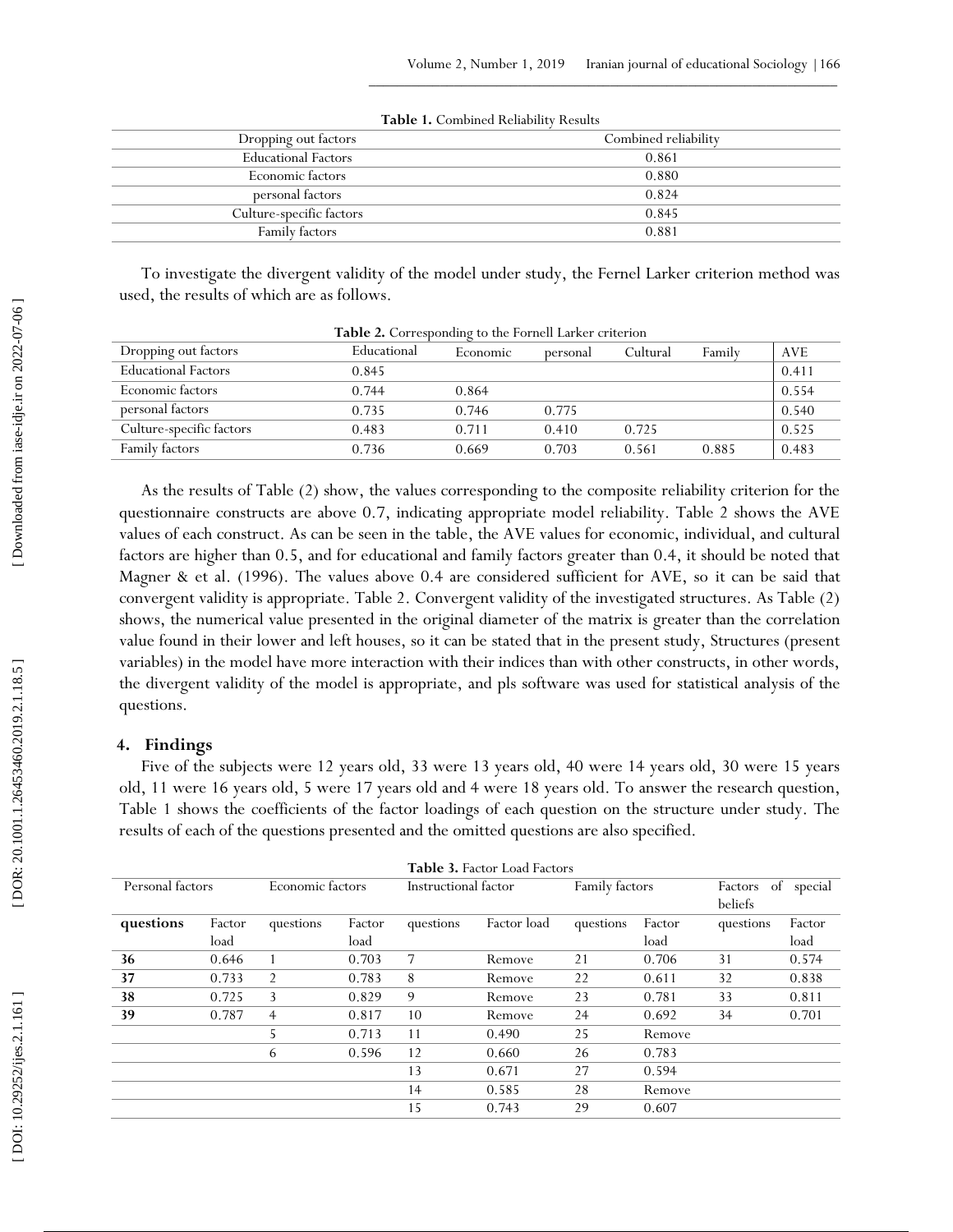**Table 1.** Combined Reliability Results

| Dropping out factors | Combined reliability |
|---|---|
| Educational Factors | 0.861 |
| Economic factors | 0.880 |
| personal factors | 0.824 |
| Culture-specific factors | 0.845 |
| Family factors | 0.881 |

To investigate the divergent validity of the model under study, the Fernel Larker criterion method was used, the results of which are as follows.

**Table 2.** Corresponding to the Fornell Larker criterion

| Dropping out factors | Educational | Economic | personal | Cultural | Family | AVE |
|---|---|---|---|---|---|---|
| Educational Factors | 0.845 | | | | | 0.411 |
| Economic factors | 0.744 | 0.864 | | | | 0.554 |
| personal factors | 0.735 | 0.746 | 0.775 | | | 0.540 |
| Culture-specific factors | 0.483 | 0.711 | 0.410 | 0.725 | | 0.525 |
| Family factors | 0.736 | 0.669 | 0.703 | 0.561 | 0.885 | 0.483 |

As the results of Table (2) show, the values corresponding to the composite reliability criterion for the questionnaire constructs are above 0.7, indicating appropriate model reliability. Table 2 shows the AVE values of each construct. As can be seen in the table, the AVE values for economic, individual, and cultural factors are higher than 0.5, and for educational and family factors greater than 0.4, it should be noted that Magner & et al. (1996). The values above 0.4 are considered sufficient for AVE, so it can be said that convergent validity is appropriate. Table 2. Convergent validity of the investigated structures. As Table (2) shows, the numerical value presented in the original diameter of the matrix is greater than the correlation value found in their lower and left houses, so it can be stated that in the present study, Structures (present variables) in the model have more interaction with their indices than with other constructs, in other words, the divergent validity of the model is appropriate, and pls software was used for statistical analysis of the questions.

## 4. Findings

Five of the subjects were 12 years old, 33 were 13 years old, 40 were 14 years old, 30 were 15 years old, 11 were 16 years old, 5 were 17 years old and 4 were 18 years old. To answer the research question, Table 1 shows the coefficients of the factor loadings of each question on the structure under study. The results of each of the questions presented and the omitted questions are also specified.

**Table 3.** Factor Load Factors

| Personal factors | | Economic factors | | Instructional factor | | Family factors | | Factors of special beliefs | |
|---|---|---|---|---|---|---|---|---|---|
| **questions** | Factor load | questions | Factor load | questions | Factor load | questions | Factor load | questions | Factor load |
| **36** | 0.646 | 1 | 0.703 | 7 | Remove | 21 | 0.706 | 31 | 0.574 |
| **37** | 0.733 | 2 | 0.783 | 8 | Remove | 22 | 0.611 | 32 | 0.838 |
| **38** | 0.725 | 3 | 0.829 | 9 | Remove | 23 | 0.781 | 33 | 0.811 |
| **39** | 0.787 | 4 | 0.817 | 10 | Remove | 24 | 0.692 | 34 | 0.701 |
| | | 5 | 0.713 | 11 | 0.490 | 25 | Remove | | |
| | | 6 | 0.596 | 12 | 0.660 | 26 | 0.783 | | |
| | | | | 13 | 0.671 | 27 | 0.594 | | |
| | | | | 14 | 0.585 | 28 | Remove | | |
| | | | | 15 | 0.743 | 29 | 0.607 | | |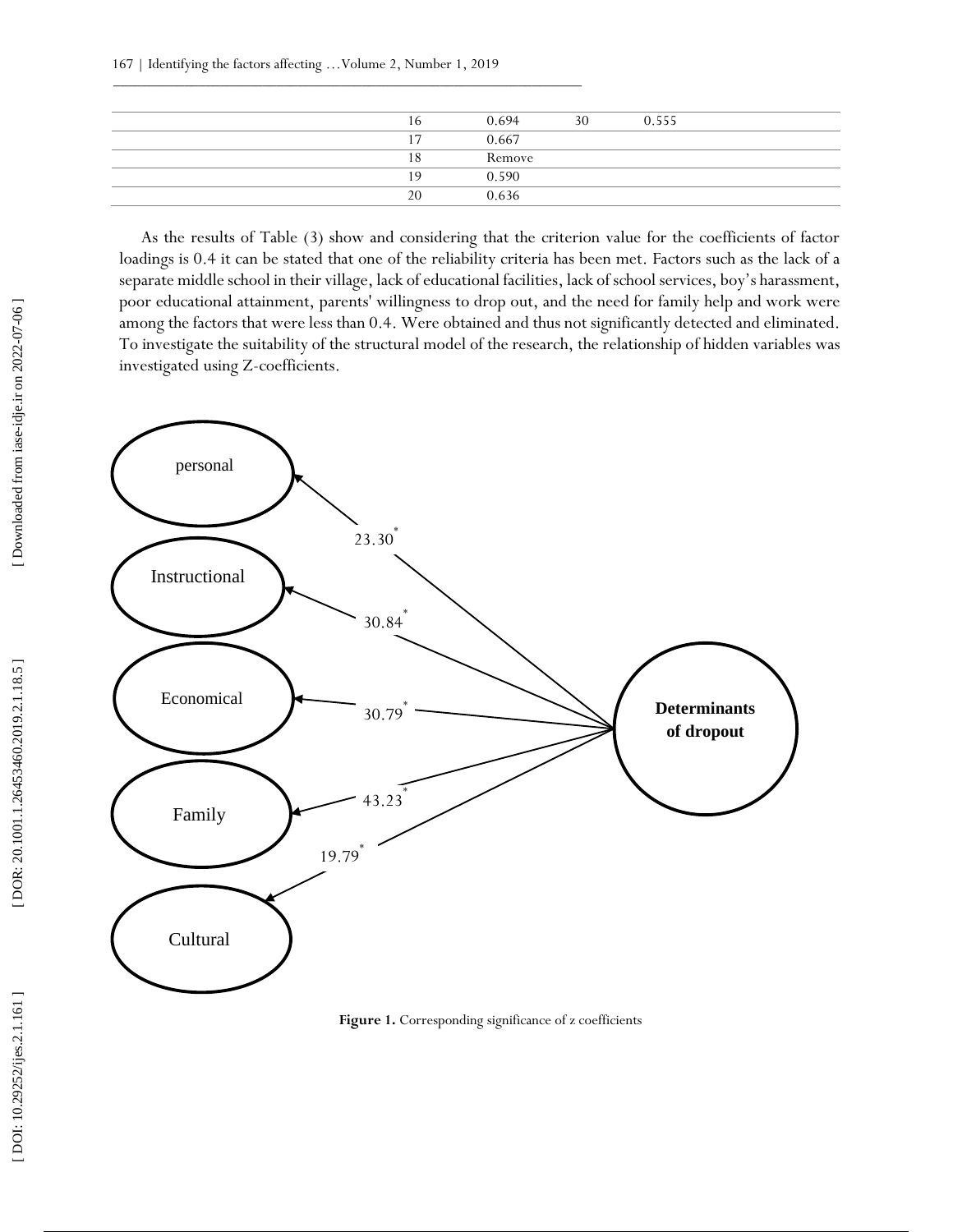| | | | | |
|---|---|---|---|---|
| | 16 | 0.694 | 30 | 0.555 |
| | 17 | 0.667 | | |
| | 18 | Remove | | |
| | 19 | 0.590 | | |
| | 20 | 0.636 | | |

As the results of Table (3) show and considering that the criterion value for the coefficients of factor loadings is 0.4 it can be stated that one of the reliability criteria has been met. Factors such as the lack of a separate middle school in their village, lack of educational facilities, lack of school services, boy's harassment, poor educational attainment, parents' willingness to drop out, and the need for family help and work were among the factors that were less than 0.4. Were obtained and thus not significantly detected and eliminated. To investigate the suitability of the structural model of the research, the relationship of hidden variables was investigated using Z-coefficients.

personal

Instructional

Economical

Family

Cultural

Determinants of dropout

23.30*

30.84*

30.79*

43.23*

19.79*

**Figure 1.** Corresponding significance of z coefficients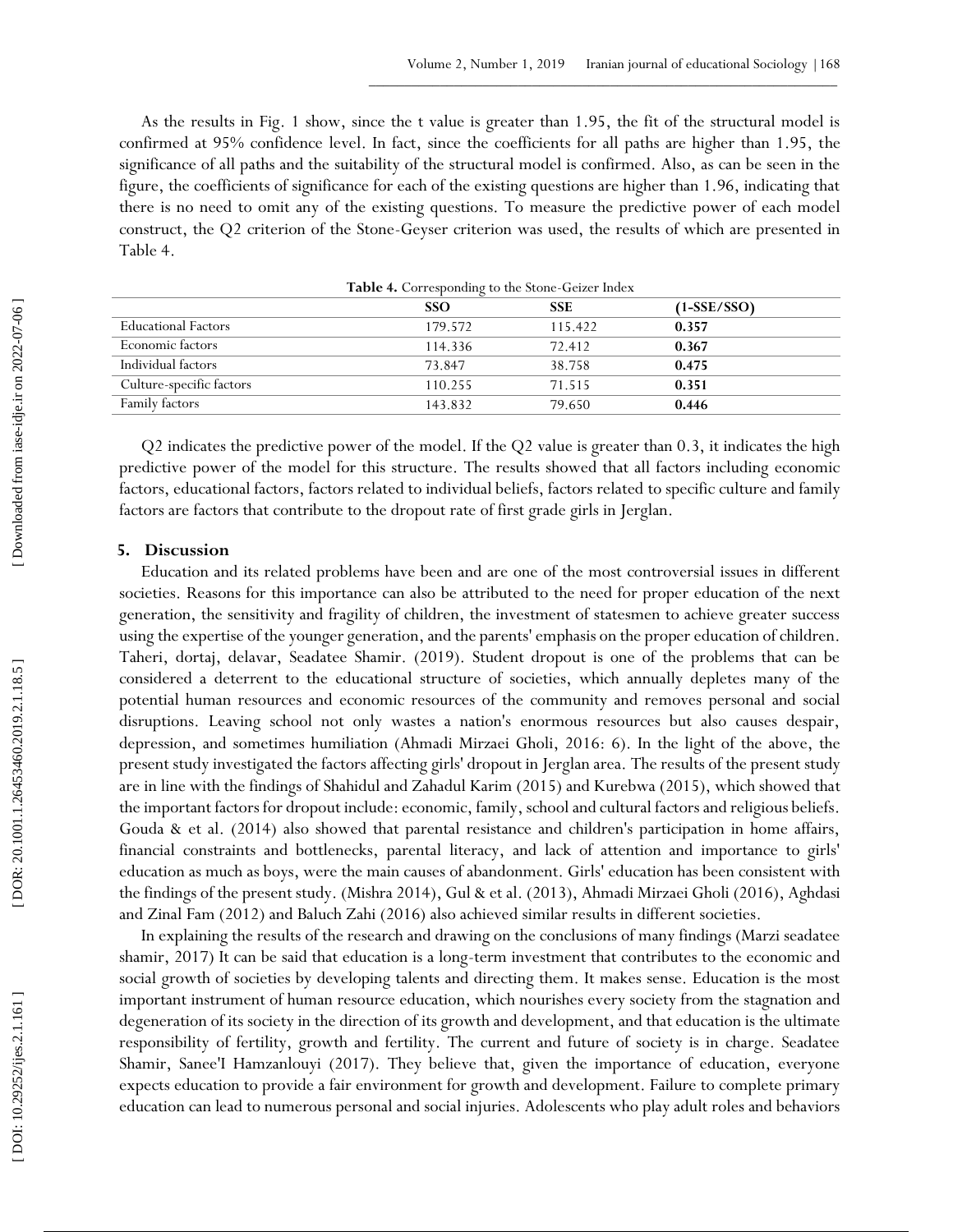As the results in Fig. 1 show, since the t value is greater than 1.95, the fit of the structural model is confirmed at 95% confidence level. In fact, since the coefficients for all paths are higher than 1.95, the significance of all paths and the suitability of the structural model is confirmed. Also, as can be seen in the figure, the coefficients of significance for each of the existing questions are higher than 1.96, indicating that there is no need to omit any of the existing questions. To measure the predictive power of each model construct, the Q2 criterion of the Stone-Geyser criterion was used, the results of which are presented in Table 4.

**Table 4.** Corresponding to the Stone-Geizer Index

| | SSO | SSE | (1-SSE/SSO) |
|---|---|---|---|
| Educational Factors | 179.572 | 115.422 | **0.357** |
| Economic factors | 114.336 | 72.412 | **0.367** |
| Individual factors | 73.847 | 38.758 | **0.475** |
| Culture-specific factors | 110.255 | 71.515 | **0.351** |
| Family factors | 143.832 | 79.650 | **0.446** |

Q2 indicates the predictive power of the model. If the Q2 value is greater than 0.3, it indicates the high predictive power of the model for this structure. The results showed that all factors including economic factors, educational factors, factors related to individual beliefs, factors related to specific culture and family factors are factors that contribute to the dropout rate of first grade girls in Jerglan.

## 5. Discussion

Education and its related problems have been and are one of the most controversial issues in different societies. Reasons for this importance can also be attributed to the need for proper education of the next generation, the sensitivity and fragility of children, the investment of statesmen to achieve greater success using the expertise of the younger generation, and the parents' emphasis on the proper education of children. Taheri, dortaj, delavar, Seadatee Shamir. (2019). Student dropout is one of the problems that can be considered a deterrent to the educational structure of societies, which annually depletes many of the potential human resources and economic resources of the community and removes personal and social disruptions. Leaving school not only wastes a nation's enormous resources but also causes despair, depression, and sometimes humiliation (Ahmadi Mirzaei Gholi, 2016: 6). In the light of the above, the present study investigated the factors affecting girls' dropout in Jerglan area. The results of the present study are in line with the findings of Shahidul and Zahadul Karim (2015) and Kurebwa (2015), which showed that the important factors for dropout include: economic, family, school and cultural factors and religious beliefs. Gouda & et al. (2014) also showed that parental resistance and children's participation in home affairs, financial constraints and bottlenecks, parental literacy, and lack of attention and importance to girls' education as much as boys, were the main causes of abandonment. Girls' education has been consistent with the findings of the present study. (Mishra 2014), Gul & et al. (2013), Ahmadi Mirzaei Gholi (2016), Aghdasi and Zinal Fam (2012) and Baluch Zahi (2016) also achieved similar results in different societies.

In explaining the results of the research and drawing on the conclusions of many findings (Marzi seadatee shamir, 2017) It can be said that education is a long-term investment that contributes to the economic and social growth of societies by developing talents and directing them. It makes sense. Education is the most important instrument of human resource education, which nourishes every society from the stagnation and degeneration of its society in the direction of its growth and development, and that education is the ultimate responsibility of fertility, growth and fertility. The current and future of society is in charge. Seadatee Shamir, Sanee'I Hamzanlouyi (2017). They believe that, given the importance of education, everyone expects education to provide a fair environment for growth and development. Failure to complete primary education can lead to numerous personal and social injuries. Adolescents who play adult roles and behaviors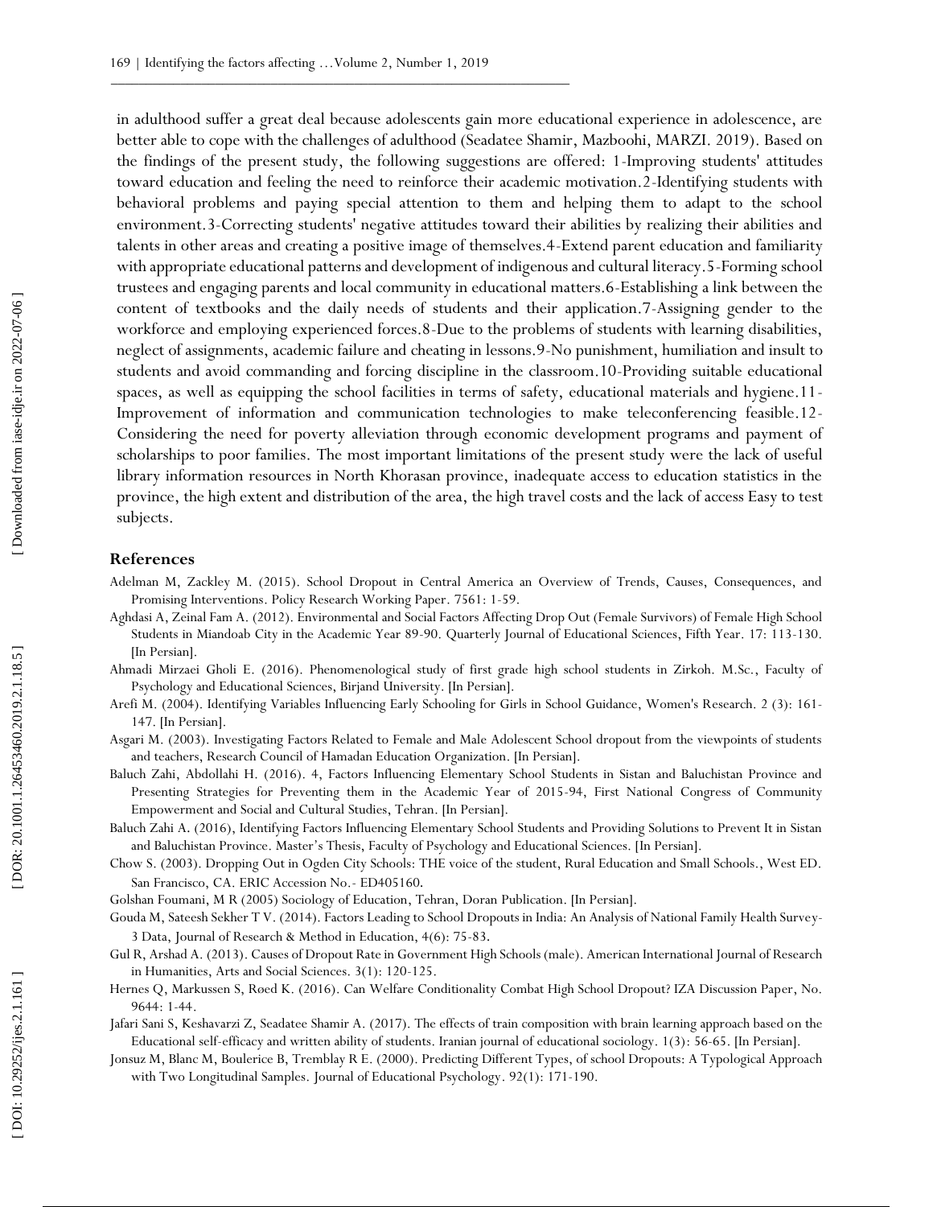in adulthood suffer a great deal because adolescents gain more educational experience in adolescence, are better able to cope with the challenges of adulthood (Seadatee Shamir, Mazboohi, MARZI. 2019). Based on the findings of the present study, the following suggestions are offered: 1-Improving students' attitudes toward education and feeling the need to reinforce their academic motivation.2-Identifying students with behavioral problems and paying special attention to them and helping them to adapt to the school environment.3-Correcting students' negative attitudes toward their abilities by realizing their abilities and talents in other areas and creating a positive image of themselves.4-Extend parent education and familiarity with appropriate educational patterns and development of indigenous and cultural literacy.5-Forming school trustees and engaging parents and local community in educational matters.6-Establishing a link between the content of textbooks and the daily needs of students and their application.7-Assigning gender to the workforce and employing experienced forces.8-Due to the problems of students with learning disabilities, neglect of assignments, academic failure and cheating in lessons.9-No punishment, humiliation and insult to students and avoid commanding and forcing discipline in the classroom.10-Providing suitable educational spaces, as well as equipping the school facilities in terms of safety, educational materials and hygiene.11-Improvement of information and communication technologies to make teleconferencing feasible.12-Considering the need for poverty alleviation through economic development programs and payment of scholarships to poor families. The most important limitations of the present study were the lack of useful library information resources in North Khorasan province, inadequate access to education statistics in the province, the high extent and distribution of the area, the high travel costs and the lack of access Easy to test subjects.

## References

Adelman M, Zackley M. (2015). School Dropout in Central America an Overview of Trends, Causes, Consequences, and Promising Interventions. Policy Research Working Paper. 7561: 1-59.

Aghdasi A, Zeinal Fam A. (2012). Environmental and Social Factors Affecting Drop Out (Female Survivors) of Female High School Students in Miandoab City in the Academic Year 89-90. Quarterly Journal of Educational Sciences, Fifth Year. 17: 113-130. [In Persian].

Ahmadi Mirzaei Gholi E. (2016). Phenomenological study of first grade high school students in Zirkoh. M.Sc., Faculty of Psychology and Educational Sciences, Birjand University. [In Persian].

Arefi M. (2004). Identifying Variables Influencing Early Schooling for Girls in School Guidance, Women's Research. 2 (3): 161-147. [In Persian].

Asgari M. (2003). Investigating Factors Related to Female and Male Adolescent School dropout from the viewpoints of students and teachers, Research Council of Hamadan Education Organization. [In Persian].

Baluch Zahi, Abdollahi H. (2016). 4, Factors Influencing Elementary School Students in Sistan and Baluchistan Province and Presenting Strategies for Preventing them in the Academic Year of 2015-94, First National Congress of Community Empowerment and Social and Cultural Studies, Tehran. [In Persian].

Baluch Zahi A. (2016), Identifying Factors Influencing Elementary School Students and Providing Solutions to Prevent It in Sistan and Baluchistan Province. Master's Thesis, Faculty of Psychology and Educational Sciences. [In Persian].

Chow S. (2003). Dropping Out in Ogden City Schools: THE voice of the student, Rural Education and Small Schools., West ED. San Francisco, CA. ERIC Accession No.- ED405160.

Golshan Foumani, M R (2005) Sociology of Education, Tehran, Doran Publication. [In Persian].

Gouda M, Sateesh Sekher T V. (2014). Factors Leading to School Dropouts in India: An Analysis of National Family Health Survey-3 Data, Journal of Research & Method in Education, 4(6): 75-83.

Gul R, Arshad A. (2013). Causes of Dropout Rate in Government High Schools (male). American International Journal of Research in Humanities, Arts and Social Sciences. 3(1): 120-125.

Hernes Q, Markussen S, Røed K. (2016). Can Welfare Conditionality Combat High School Dropout? IZA Discussion Paper, No. 9644: 1-44.

Jafari Sani S, Keshavarzi Z, Seadatee Shamir A. (2017). The effects of train composition with brain learning approach based on the Educational self-efficacy and written ability of students. Iranian journal of educational sociology. 1(3): 56-65. [In Persian].

Jonsuz M, Blanc M, Boulerice B, Tremblay R E. (2000). Predicting Different Types, of school Dropouts: A Typological Approach with Two Longitudinal Samples. Journal of Educational Psychology. 92(1): 171-190.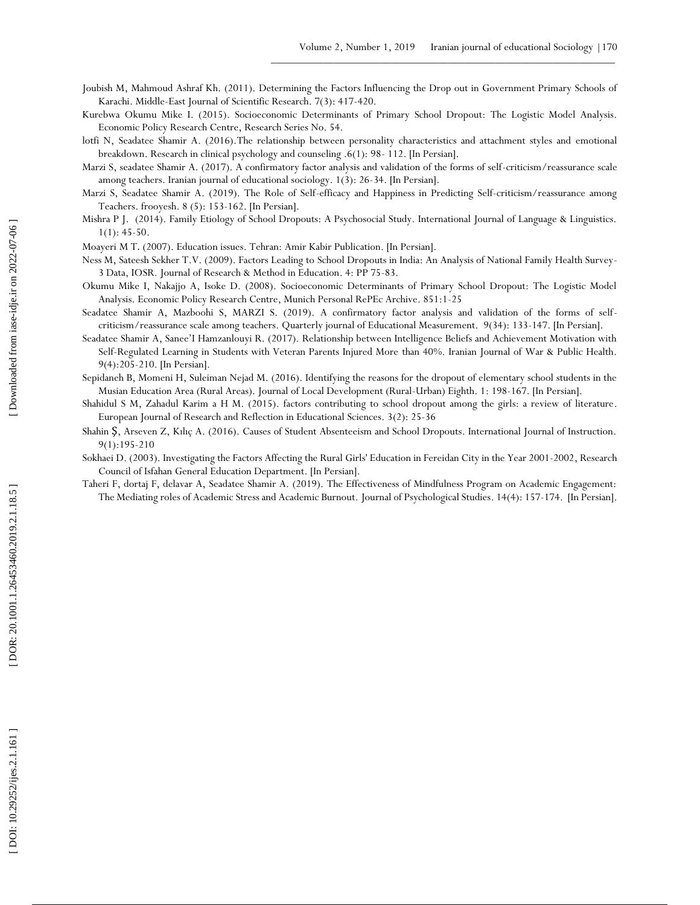Joubish M, Mahmoud Ashraf Kh. (2011). Determining the Factors Influencing the Drop out in Government Primary Schools of Karachi. Middle-East Journal of Scientific Research. 7(3): 417-420.

Kurebwa Okumu Mike I. (2015). Socioeconomic Determinants of Primary School Dropout: The Logistic Model Analysis. Economic Policy Research Centre, Research Series No. 54.

lotfi N, Seadatee Shamir A. (2016).The relationship between personality characteristics and attachment styles and emotional breakdown. Research in clinical psychology and counseling .6(1): 98- 112. [In Persian].

Marzi S, seadatee Shamir A. (2017). A confirmatory factor analysis and validation of the forms of self-criticism/reassurance scale among teachers. Iranian journal of educational sociology. 1(3): 26-34. [In Persian].

Marzi S, Seadatee Shamir A. (2019). The Role of Self-efficacy and Happiness in Predicting Self-criticism/reassurance among Teachers. frooyesh. 8 (5): 153-162. [In Persian].

Mishra P J. (2014). Family Etiology of School Dropouts: A Psychosocial Study. International Journal of Language & Linguistics. 1(1): 45-50.

Moayeri M T. (2007). Education issues. Tehran: Amir Kabir Publication. [In Persian].

Ness M, Sateesh Sekher T.V. (2009). Factors Leading to School Dropouts in India: An Analysis of National Family Health Survey-3 Data, IOSR. Journal of Research & Method in Education. 4: PP 75-83.

Okumu Mike I, Nakajjo A, Isoke D. (2008). Socioeconomic Determinants of Primary School Dropout: The Logistic Model Analysis. Economic Policy Research Centre, Munich Personal RePEc Archive. 851:1-25

Seadatee Shamir A, Mazboohi S, MARZI S. (2019). A confirmatory factor analysis and validation of the forms of self-criticism/reassurance scale among teachers. Quarterly journal of Educational Measurement. 9(34): 133-147. [In Persian].

Seadatee Shamir A, Sanee'I Hamzanlouyi R. (2017). Relationship between Intelligence Beliefs and Achievement Motivation with Self-Regulated Learning in Students with Veteran Parents Injured More than 40%. Iranian Journal of War & Public Health. 9(4):205-210. [In Persian].

Sepidaneh B, Momeni H, Suleiman Nejad M. (2016). Identifying the reasons for the dropout of elementary school students in the Musian Education Area (Rural Areas). Journal of Local Development (Rural-Urban) Eighth. 1: 198-167. [In Persian].

Shahidul S M, Zahadul Karim a H M. (2015). factors contributing to school dropout among the girls: a review of literature. European Journal of Research and Reflection in Educational Sciences. 3(2): 25-36

Shahin Ş, Arseven Z, Kılıç A. (2016). Causes of Student Absenteeism and School Dropouts. International Journal of Instruction. 9(1):195-210

Sokhaei D. (2003). Investigating the Factors Affecting the Rural Girls' Education in Fereidan City in the Year 2001-2002, Research Council of Isfahan General Education Department. [In Persian].

Taheri F, dortaj F, delavar A, Seadatee Shamir A. (2019). The Effectiveness of Mindfulness Program on Academic Engagement: The Mediating roles of Academic Stress and Academic Burnout. Journal of Psychological Studies. 14(4): 157-174. [In Persian].